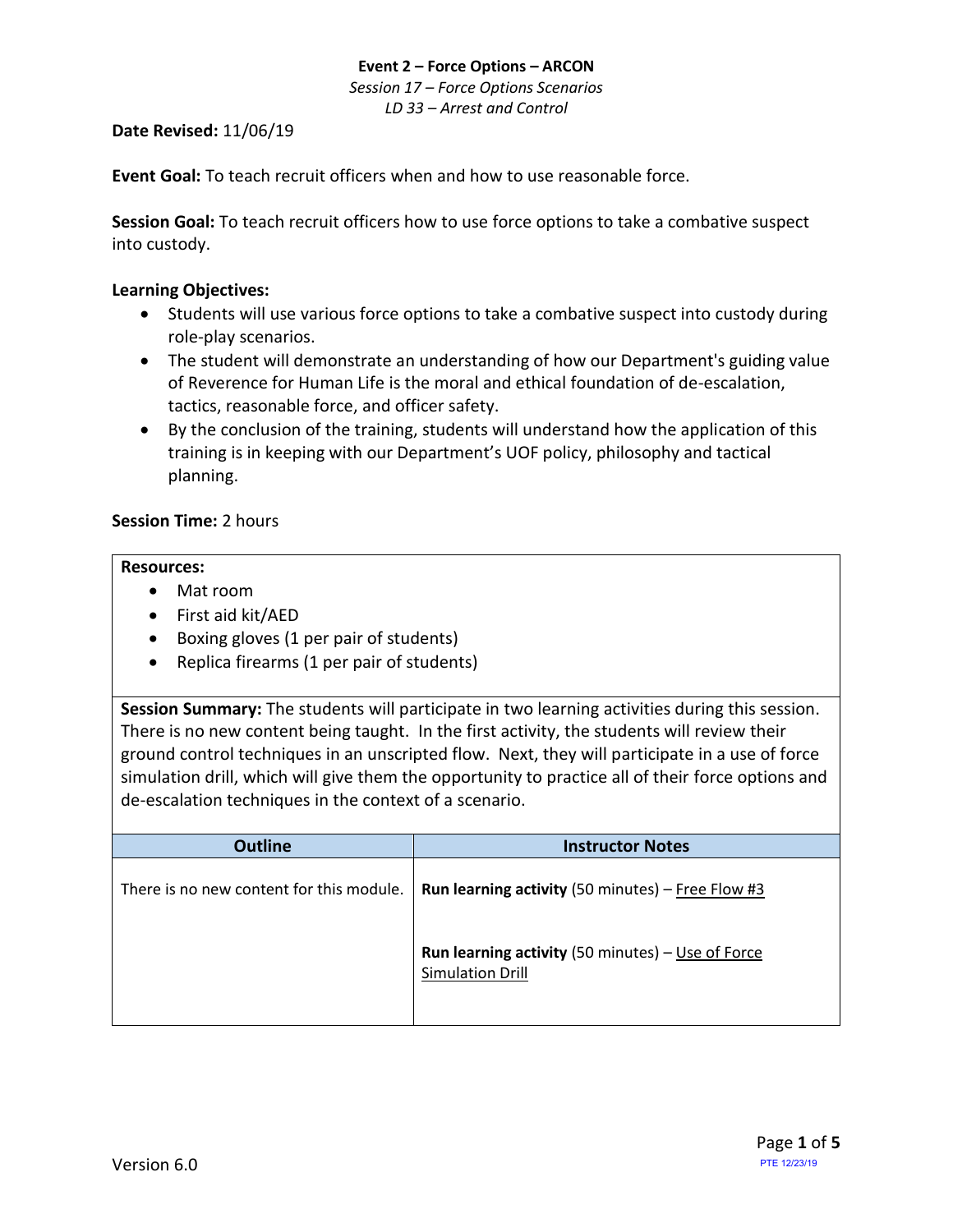**Event 2 – Force Options – ARCON**

*Session 17 – Force Options Scenarios*

*LD 33 – Arrest and Control*

**Date Revised:** 11/06/19

**Event Goal:** To teach recruit officers when and how to use reasonable force.

**Session Goal:** To teach recruit officers how to use force options to take a combative suspect into custody.

**Learning Objectives:**

- Students will use various force options to take a combative suspect into custody during role-play scenarios.
- The student will demonstrate an understanding of how our Department's guiding value of Reverence for Human Life is the moral and ethical foundation of de-escalation, tactics, reasonable force, and officer safety.
- By the conclusion of the training, students will understand how the application of this training is in keeping with our Department's UOF policy, philosophy and tactical planning.

**Session Time:** 2 hours

**Resources:**

- Mat room
- First aid kit/AED
- Boxing gloves (1 per pair of students)
- Replica firearms (1 per pair of students)

**Session Summary:** The students will participate in two learning activities during this session. There is no new content being taught. In the first activity, the students will review their ground control techniques in an unscripted flow. Next, they will participate in a use of force simulation drill, which will give them the opportunity to practice all of their force options and de-escalation techniques in the context of a scenario.

| Outline | Instructor Notes |
|---|---|
| There is no new content for this module. | **Run learning activity** (50 minutes) – Free Flow #3<br><br>**Run learning activity** (50 minutes) – Use of Force Simulation Drill |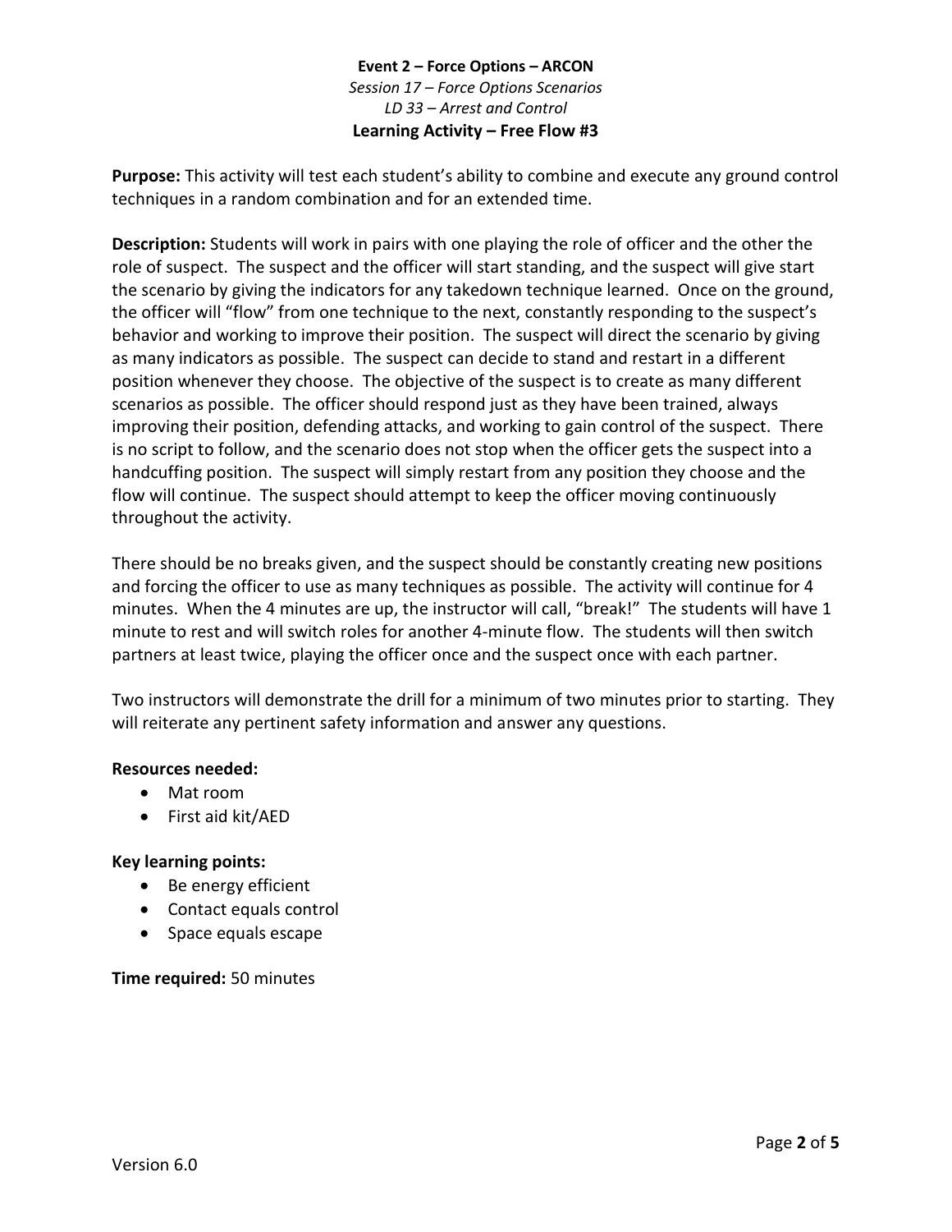**Event 2 – Force Options – ARCON**

*Session 17 – Force Options Scenarios*

*LD 33 – Arrest and Control*

**Learning Activity – Free Flow #3**

**Purpose:** This activity will test each student's ability to combine and execute any ground control techniques in a random combination and for an extended time.

**Description:** Students will work in pairs with one playing the role of officer and the other the role of suspect. The suspect and the officer will start standing, and the suspect will give start the scenario by giving the indicators for any takedown technique learned. Once on the ground, the officer will "flow" from one technique to the next, constantly responding to the suspect's behavior and working to improve their position. The suspect will direct the scenario by giving as many indicators as possible. The suspect can decide to stand and restart in a different position whenever they choose. The objective of the suspect is to create as many different scenarios as possible. The officer should respond just as they have been trained, always improving their position, defending attacks, and working to gain control of the suspect. There is no script to follow, and the scenario does not stop when the officer gets the suspect into a handcuffing position. The suspect will simply restart from any position they choose and the flow will continue. The suspect should attempt to keep the officer moving continuously throughout the activity.

There should be no breaks given, and the suspect should be constantly creating new positions and forcing the officer to use as many techniques as possible. The activity will continue for 4 minutes. When the 4 minutes are up, the instructor will call, "break!" The students will have 1 minute to rest and will switch roles for another 4-minute flow. The students will then switch partners at least twice, playing the officer once and the suspect once with each partner.

Two instructors will demonstrate the drill for a minimum of two minutes prior to starting. They will reiterate any pertinent safety information and answer any questions.

**Resources needed:**

- Mat room
- First aid kit/AED

**Key learning points:**

- Be energy efficient
- Contact equals control
- Space equals escape

**Time required:** 50 minutes

Version 6.0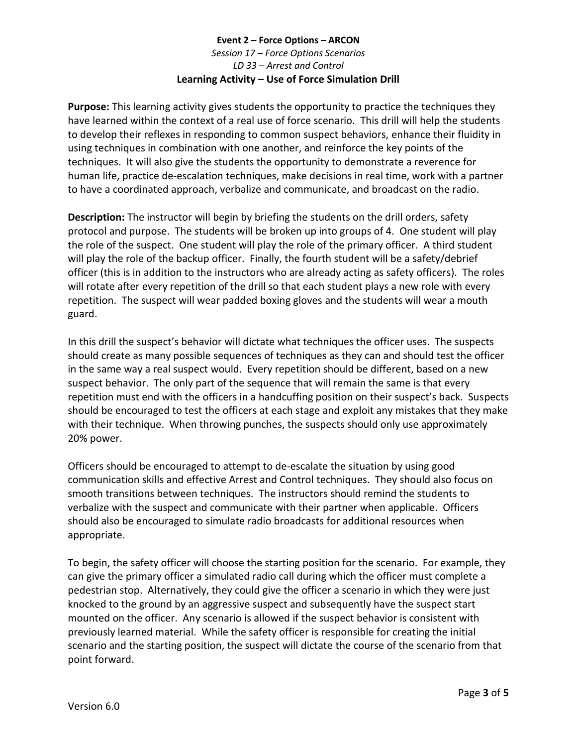**Event 2 – Force Options – ARCON**

*Session 17 – Force Options Scenarios*

*LD 33 – Arrest and Control*

**Learning Activity – Use of Force Simulation Drill**

**Purpose:** This learning activity gives students the opportunity to practice the techniques they have learned within the context of a real use of force scenario. This drill will help the students to develop their reflexes in responding to common suspect behaviors, enhance their fluidity in using techniques in combination with one another, and reinforce the key points of the techniques. It will also give the students the opportunity to demonstrate a reverence for human life, practice de-escalation techniques, make decisions in real time, work with a partner to have a coordinated approach, verbalize and communicate, and broadcast on the radio.

**Description:** The instructor will begin by briefing the students on the drill orders, safety protocol and purpose. The students will be broken up into groups of 4. One student will play the role of the suspect. One student will play the role of the primary officer. A third student will play the role of the backup officer. Finally, the fourth student will be a safety/debrief officer (this is in addition to the instructors who are already acting as safety officers). The roles will rotate after every repetition of the drill so that each student plays a new role with every repetition. The suspect will wear padded boxing gloves and the students will wear a mouth guard.

In this drill the suspect's behavior will dictate what techniques the officer uses. The suspects should create as many possible sequences of techniques as they can and should test the officer in the same way a real suspect would. Every repetition should be different, based on a new suspect behavior. The only part of the sequence that will remain the same is that every repetition must end with the officers in a handcuffing position on their suspect's back. Suspects should be encouraged to test the officers at each stage and exploit any mistakes that they make with their technique. When throwing punches, the suspects should only use approximately 20% power.

Officers should be encouraged to attempt to de-escalate the situation by using good communication skills and effective Arrest and Control techniques. They should also focus on smooth transitions between techniques. The instructors should remind the students to verbalize with the suspect and communicate with their partner when applicable. Officers should also be encouraged to simulate radio broadcasts for additional resources when appropriate.

To begin, the safety officer will choose the starting position for the scenario. For example, they can give the primary officer a simulated radio call during which the officer must complete a pedestrian stop. Alternatively, they could give the officer a scenario in which they were just knocked to the ground by an aggressive suspect and subsequently have the suspect start mounted on the officer. Any scenario is allowed if the suspect behavior is consistent with previously learned material. While the safety officer is responsible for creating the initial scenario and the starting position, the suspect will dictate the course of the scenario from that point forward.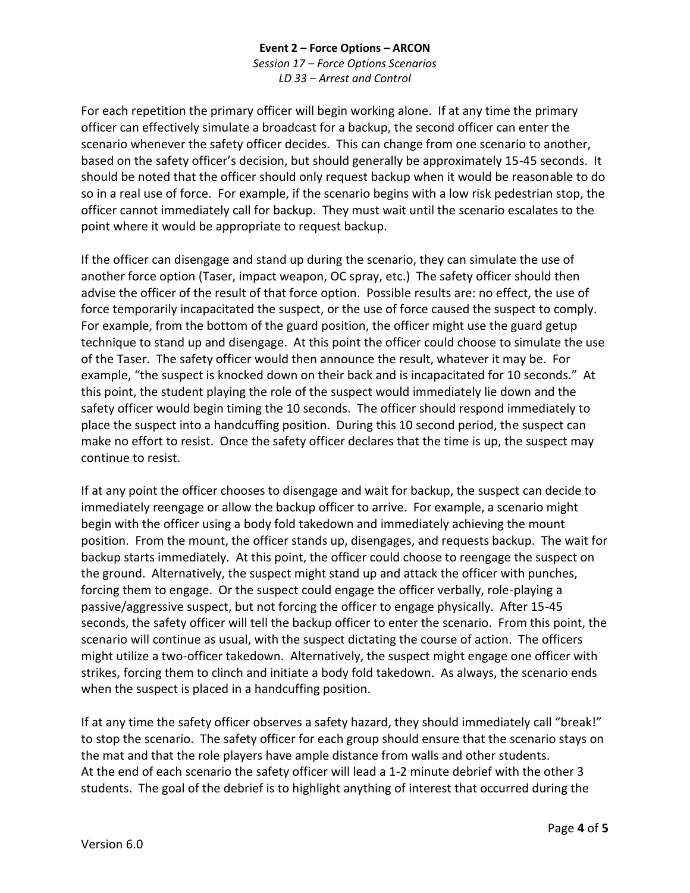For each repetition the primary officer will begin working alone. If at any time the primary officer can effectively simulate a broadcast for a backup, the second officer can enter the scenario whenever the safety officer decides. This can change from one scenario to another, based on the safety officer's decision, but should generally be approximately 15-45 seconds. It should be noted that the officer should only request backup when it would be reasonable to do so in a real use of force. For example, if the scenario begins with a low risk pedestrian stop, the officer cannot immediately call for backup. They must wait until the scenario escalates to the point where it would be appropriate to request backup.

If the officer can disengage and stand up during the scenario, they can simulate the use of another force option (Taser, impact weapon, OC spray, etc.) The safety officer should then advise the officer of the result of that force option. Possible results are: no effect, the use of force temporarily incapacitated the suspect, or the use of force caused the suspect to comply. For example, from the bottom of the guard position, the officer might use the guard getup technique to stand up and disengage. At this point the officer could choose to simulate the use of the Taser. The safety officer would then announce the result, whatever it may be. For example, "the suspect is knocked down on their back and is incapacitated for 10 seconds." At this point, the student playing the role of the suspect would immediately lie down and the safety officer would begin timing the 10 seconds. The officer should respond immediately to place the suspect into a handcuffing position. During this 10 second period, the suspect can make no effort to resist. Once the safety officer declares that the time is up, the suspect may continue to resist.

If at any point the officer chooses to disengage and wait for backup, the suspect can decide to immediately reengage or allow the backup officer to arrive. For example, a scenario might begin with the officer using a body fold takedown and immediately achieving the mount position. From the mount, the officer stands up, disengages, and requests backup. The wait for backup starts immediately. At this point, the officer could choose to reengage the suspect on the ground. Alternatively, the suspect might stand up and attack the officer with punches, forcing them to engage. Or the suspect could engage the officer verbally, role-playing a passive/aggressive suspect, but not forcing the officer to engage physically. After 15-45 seconds, the safety officer will tell the backup officer to enter the scenario. From this point, the scenario will continue as usual, with the suspect dictating the course of action. The officers might utilize a two-officer takedown. Alternatively, the suspect might engage one officer with strikes, forcing them to clinch and initiate a body fold takedown. As always, the scenario ends when the suspect is placed in a handcuffing position.

If at any time the safety officer observes a safety hazard, they should immediately call "break!" to stop the scenario. The safety officer for each group should ensure that the scenario stays on the mat and that the role players have ample distance from walls and other students. At the end of each scenario the safety officer will lead a 1-2 minute debrief with the other 3 students. The goal of the debrief is to highlight anything of interest that occurred during the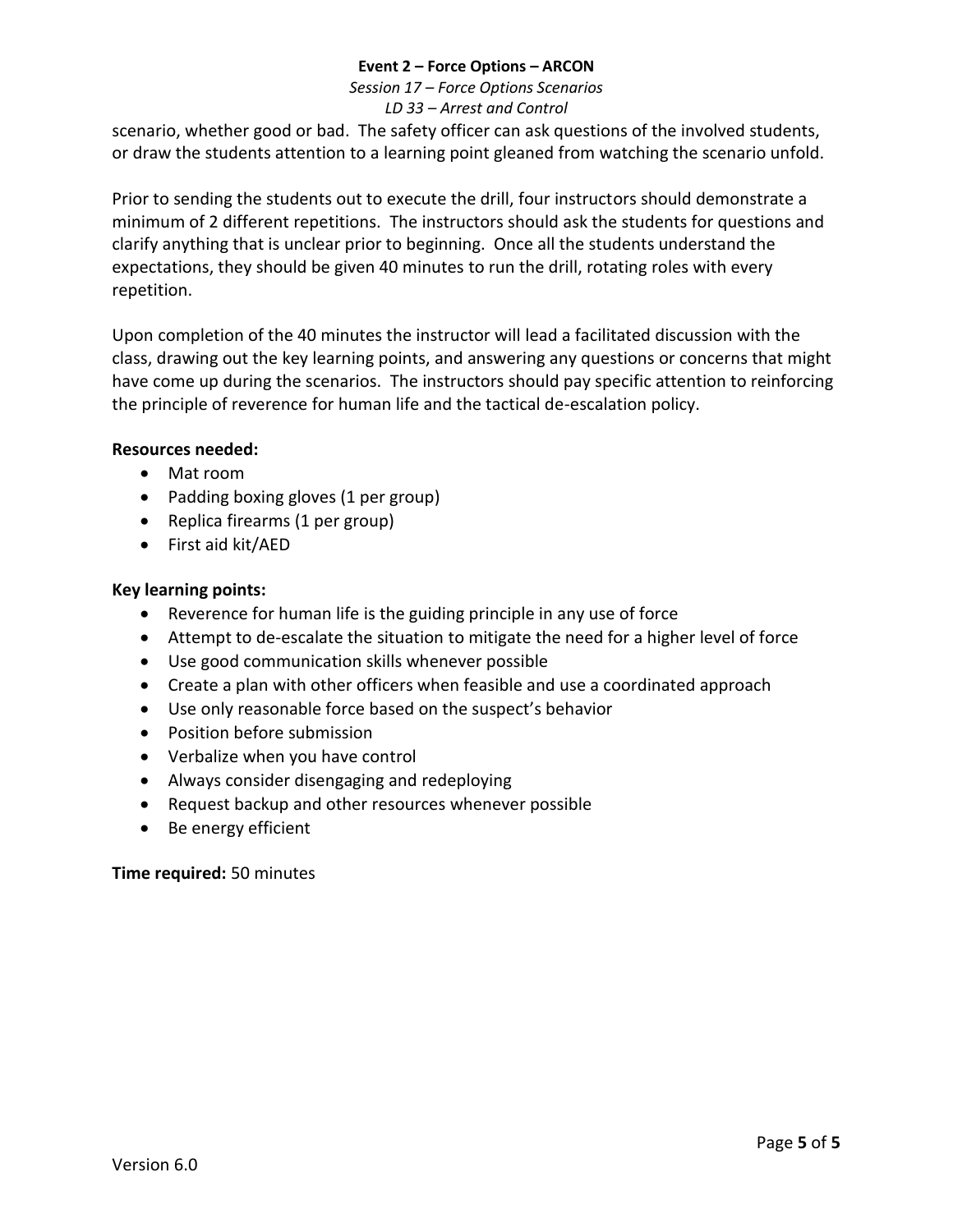scenario, whether good or bad. The safety officer can ask questions of the involved students, or draw the students attention to a learning point gleaned from watching the scenario unfold.

Prior to sending the students out to execute the drill, four instructors should demonstrate a minimum of 2 different repetitions. The instructors should ask the students for questions and clarify anything that is unclear prior to beginning. Once all the students understand the expectations, they should be given 40 minutes to run the drill, rotating roles with every repetition.

Upon completion of the 40 minutes the instructor will lead a facilitated discussion with the class, drawing out the key learning points, and answering any questions or concerns that might have come up during the scenarios. The instructors should pay specific attention to reinforcing the principle of reverence for human life and the tactical de-escalation policy.

**Resources needed:**

- Mat room
- Padding boxing gloves (1 per group)
- Replica firearms (1 per group)
- First aid kit/AED

**Key learning points:**

- Reverence for human life is the guiding principle in any use of force
- Attempt to de-escalate the situation to mitigate the need for a higher level of force
- Use good communication skills whenever possible
- Create a plan with other officers when feasible and use a coordinated approach
- Use only reasonable force based on the suspect's behavior
- Position before submission
- Verbalize when you have control
- Always consider disengaging and redeploying
- Request backup and other resources whenever possible
- Be energy efficient

**Time required:** 50 minutes